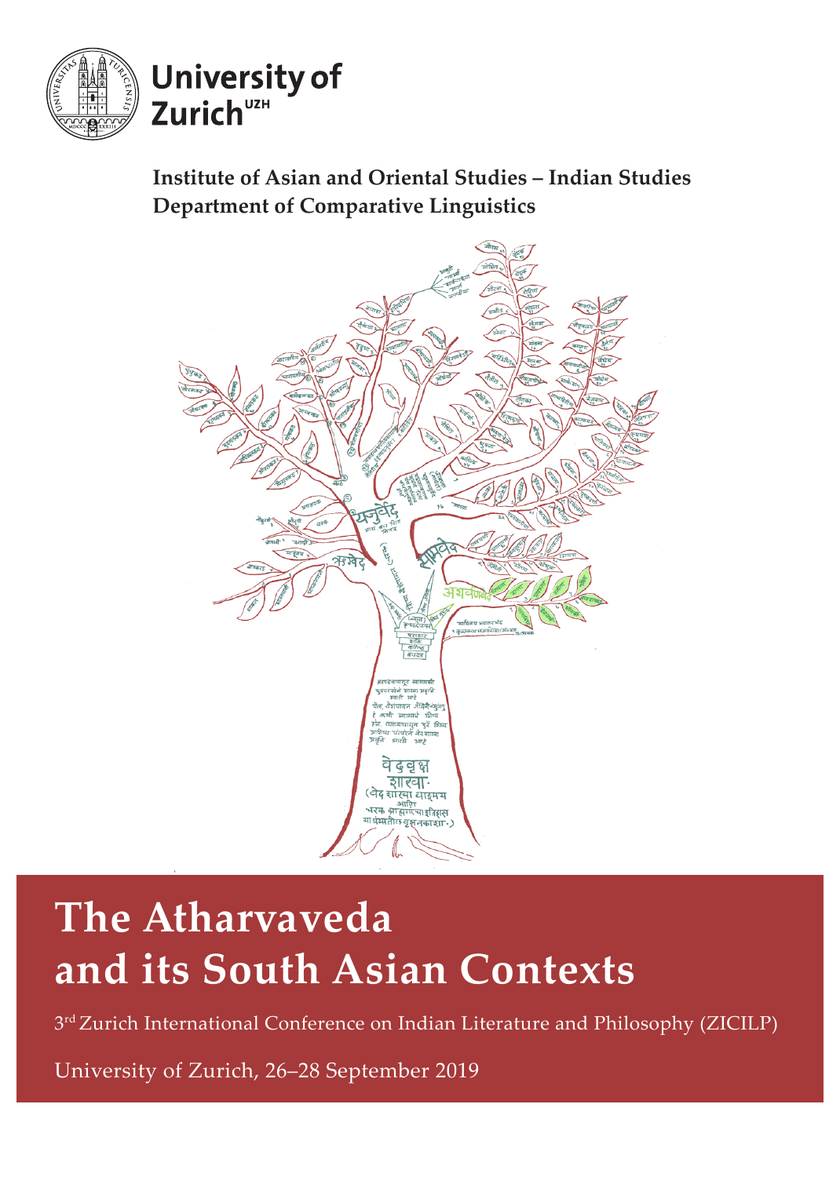University of Zurich[UZH]

**Institute of Asian and Oriental Studies – Indian Studies**
**Department of Comparative Linguistics**

# The Atharvaveda and its South Asian Contexts

3rd Zurich International Conference on Indian Literature and Philosophy (ZICILP)

University of Zurich, 26–28 September 2019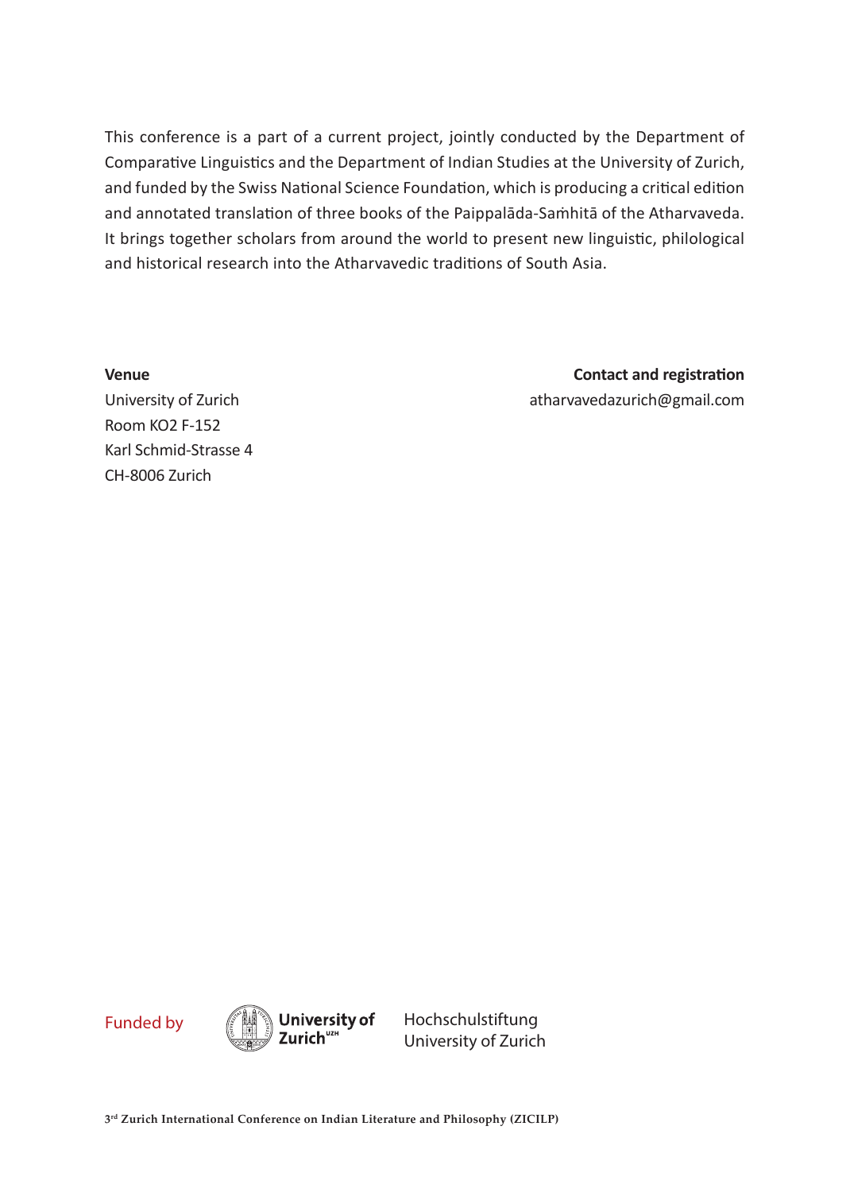This conference is a part of a current project, jointly conducted by the Department of Comparative Linguistics and the Department of Indian Studies at the University of Zurich, and funded by the Swiss National Science Foundation, which is producing a critical edition and annotated translation of three books of the Paippalāda-Saṁhitā of the Atharvaveda. It brings together scholars from around the world to present new linguistic, philological and historical research into the Atharvavedic traditions of South Asia.

**Venue**
University of Zurich
Room KO2 F-152
Karl Schmid-Strasse 4
CH-8006 Zurich

**Contact and registration**
atharvavedazurich@gmail.com

Funded by University of Zurich Hochschulstiftung University of Zurich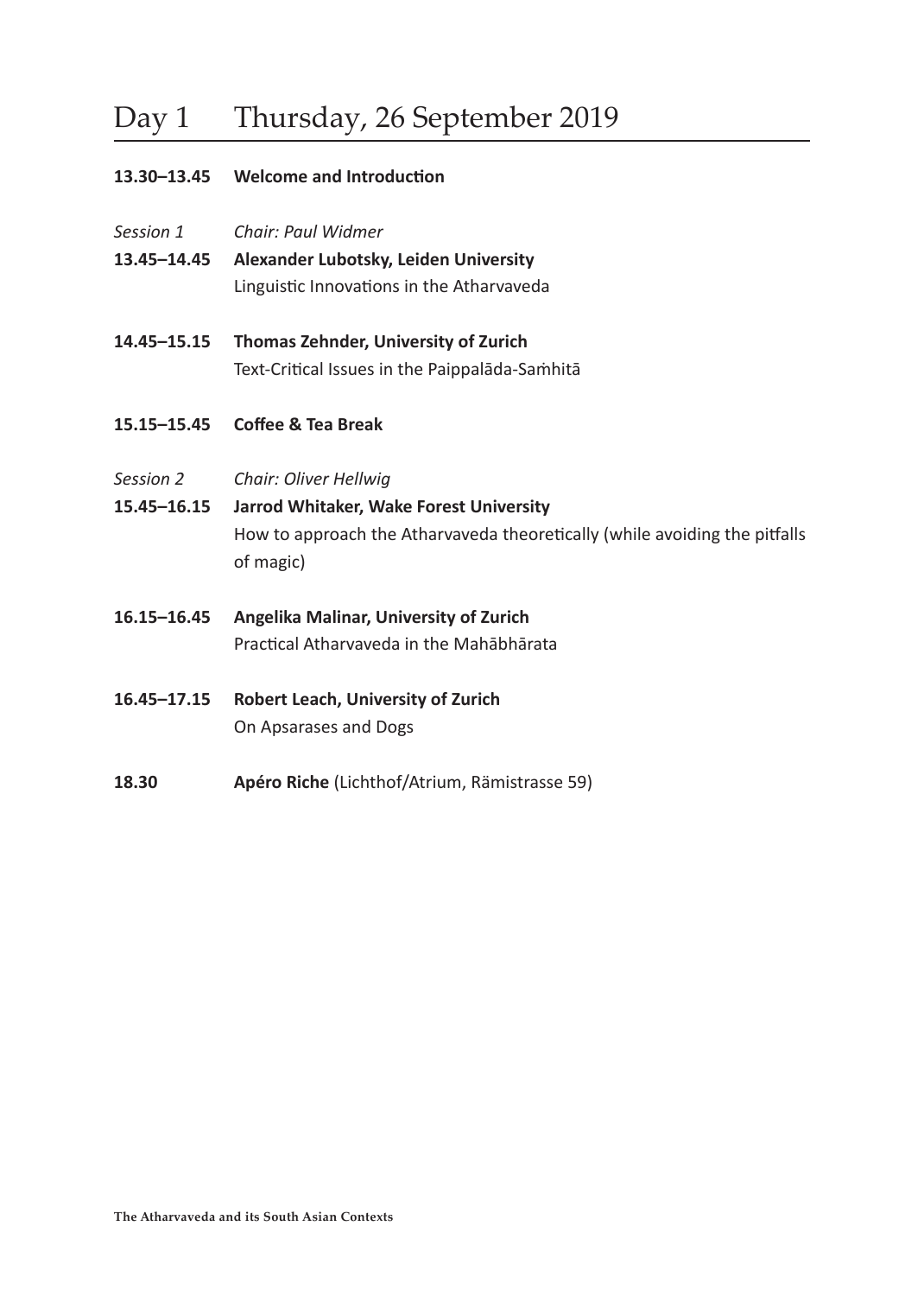# Day 1 Thursday, 26 September 2019

**13.30–13.45 Welcome and Introduction**

*Session 1* *Chair: Paul Widmer*

**13.45–14.45 Alexander Lubotsky, Leiden University**
Linguistic Innovations in the Atharvaveda

**14.45–15.15 Thomas Zehnder, University of Zurich**
Text-Critical Issues in the Paippalāda-Saṁhitā

**15.15–15.45 Coffee & Tea Break**

*Session 2* *Chair: Oliver Hellwig*

**15.45–16.15 Jarrod Whitaker, Wake Forest University**
How to approach the Atharvaveda theoretically (while avoiding the pitfalls of magic)

**16.15–16.45 Angelika Malinar, University of Zurich**
Practical Atharvaveda in the Mahābhārata

**16.45–17.15 Robert Leach, University of Zurich**
On Apsarases and Dogs

**18.30** **Apéro Riche** (Lichthof/Atrium, Rämistrasse 59)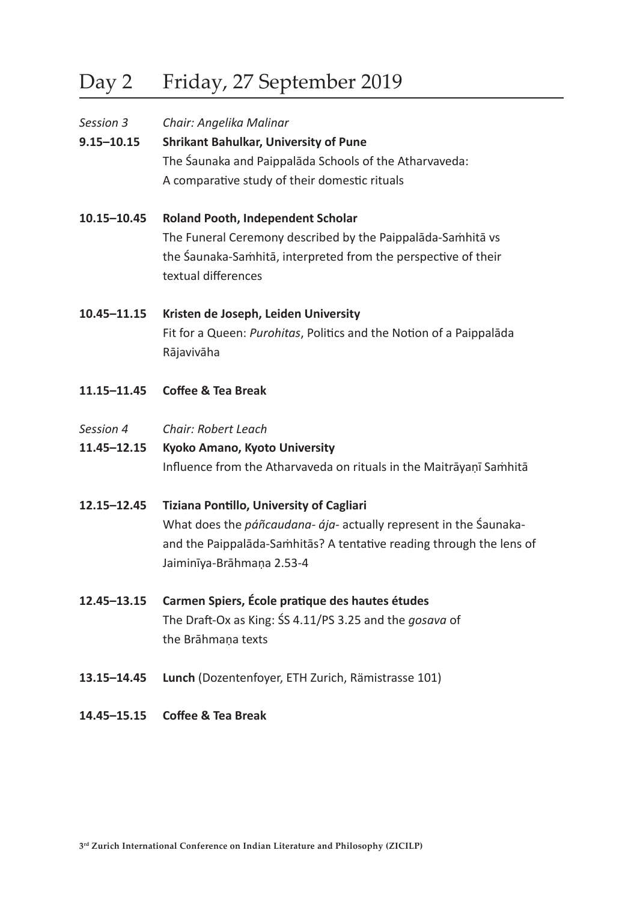# Day 2 Friday, 27 September 2019

*Session 3* *Chair: Angelika Malinar*

**9.15–10.15** **Shrikant Bahulkar, University of Pune**
The Śaunaka and Paippalāda Schools of the Atharvaveda:
A comparative study of their domestic rituals

**10.15–10.45** **Roland Pooth, Independent Scholar**
The Funeral Ceremony described by the Paippalāda-Saṁhitā vs the Śaunaka-Saṁhitā, interpreted from the perspective of their textual differences

**10.45–11.15** **Kristen de Joseph, Leiden University**
Fit for a Queen: *Purohitas*, Politics and the Notion of a Paippalāda Rājavivāha

**11.15–11.45** **Coffee & Tea Break**

*Session 4* *Chair: Robert Leach*

**11.45–12.15** **Kyoko Amano, Kyoto University**
Influence from the Atharvaveda on rituals in the Maitrāyaṇī Saṁhitā

**12.15–12.45** **Tiziana Pontillo, University of Cagliari**
What does the *páñcaudana- ája-* actually represent in the Śaunaka- and the Paippalāda-Saṁhitās? A tentative reading through the lens of Jaiminīya-Brāhmaṇa 2.53-4

**12.45–13.15** **Carmen Spiers, École pratique des hautes études**
The Draft-Ox as King: ŚS 4.11/PS 3.25 and the *gosava* of the Brāhmaṇa texts

**13.15–14.45** **Lunch** (Dozentenfoyer, ETH Zurich, Rämistrasse 101)

**14.45–15.15** **Coffee & Tea Break**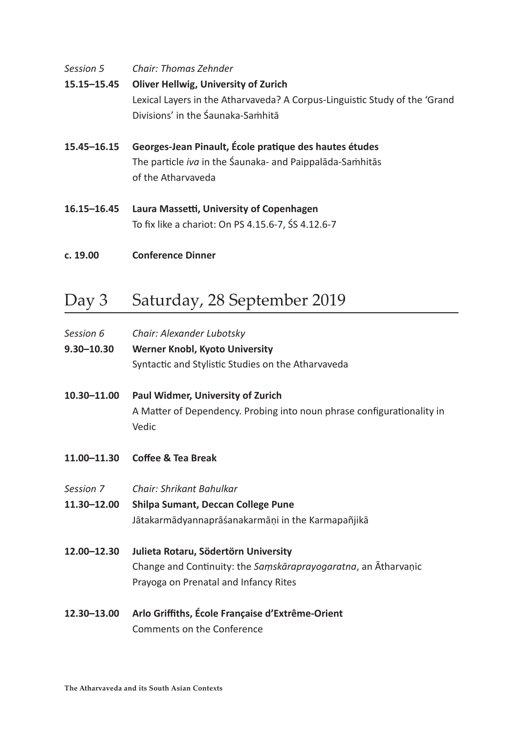*Session 5* *Chair: Thomas Zehnder*

**15.15–15.45** **Oliver Hellwig, University of Zurich**
Lexical Layers in the Atharvaveda? A Corpus-Linguistic Study of the 'Grand Divisions' in the Śaunaka-Saṁhitā

**15.45–16.15** **Georges-Jean Pinault, École pratique des hautes études**
The particle *iva* in the Śaunaka- and Paippalāda-Saṁhitās of the Atharvaveda

**16.15–16.45** **Laura Massetti, University of Copenhagen**
To fix like a chariot: On PS 4.15.6-7, ŚS 4.12.6-7

**c. 19.00** **Conference Dinner**

# Day 3 Saturday, 28 September 2019

*Session 6* *Chair: Alexander Lubotsky*

**9.30–10.30** **Werner Knobl, Kyoto University**
Syntactic and Stylistic Studies on the Atharvaveda

**10.30–11.00** **Paul Widmer, University of Zurich**
A Matter of Dependency. Probing into noun phrase configurationality in Vedic

**11.00–11.30** **Coffee & Tea Break**

*Session 7* *Chair: Shrikant Bahulkar*

**11.30–12.00** **Shilpa Sumant, Deccan College Pune**
Jātakarmādyannaprāśanakarmāṇi in the Karmapañjikā

**12.00–12.30** **Julieta Rotaru, Södertörn University**
Change and Continuity: the *Saṃskāraprayogaratna*, an Ātharvaṇic Prayoga on Prenatal and Infancy Rites

**12.30–13.00** **Arlo Griffiths, École Française d'Extrême-Orient**
Comments on the Conference